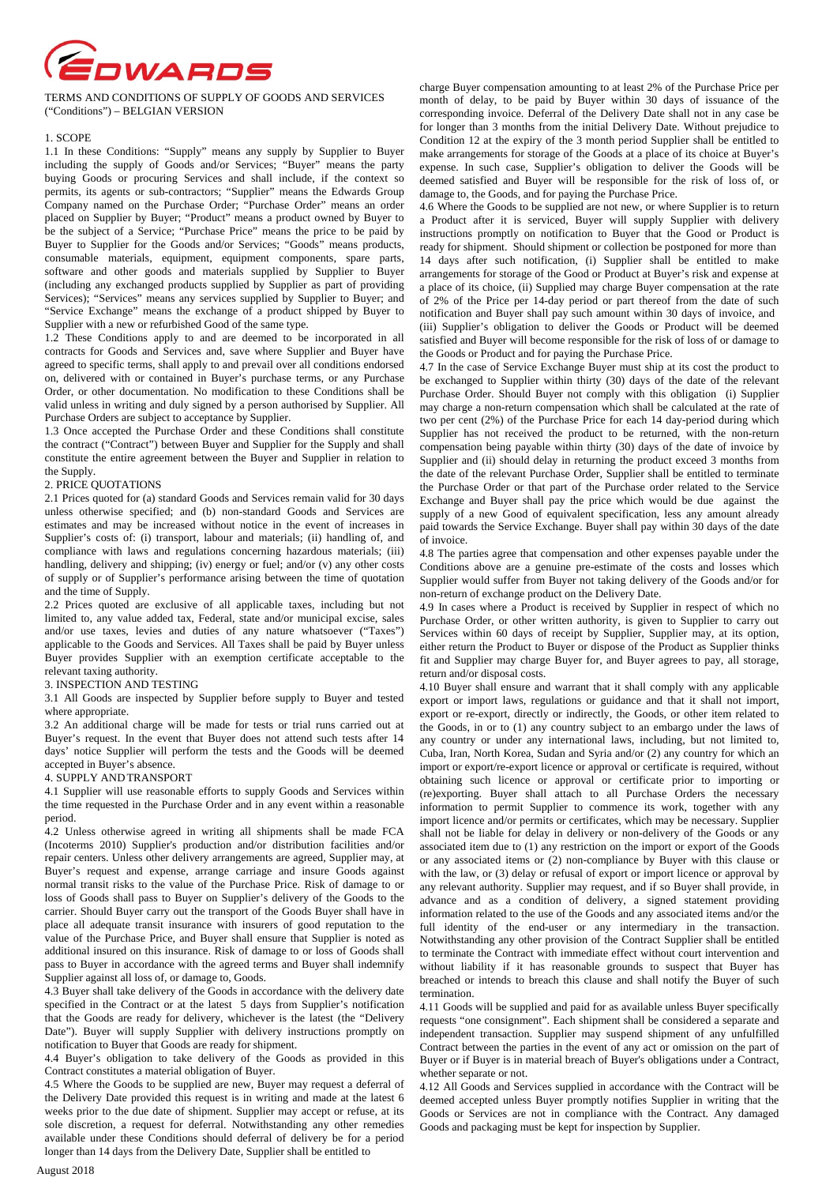TERMS AND CONDITIONS OF SUPPLY OF GOODS AND SERVICES ("Conditions") – BELGIAN VERSION

## 1. SCOPE

1.1 In these Conditions: "Supply" means any supply by Supplier to Buyer including the supply of Goods and/or Services; "Buyer" means the party buying Goods or procuring Services and shall include, if the context so permits, its agents or sub-contractors; "Supplier" means the Edwards Group Company named on the Purchase Order; "Purchase Order" means an order placed on Supplier by Buyer; "Product" means a product owned by Buyer to be the subject of a Service; "Purchase Price" means the price to be paid by Buyer to Supplier for the Goods and/or Services; "Goods" means products, consumable materials, equipment, equipment components, spare parts, software and other goods and materials supplied by Supplier to Buyer (including any exchanged products supplied by Supplier as part of providing Services); "Services" means any services supplied by Supplier to Buyer; and "Service Exchange" means the exchange of a product shipped by Buyer to Supplier with a new or refurbished Good of the same type.

1.2 These Conditions apply to and are deemed to be incorporated in all contracts for Goods and Services and, save where Supplier and Buyer have agreed to specific terms, shall apply to and prevail over all conditions endorsed on, delivered with or contained in Buyer's purchase terms, or any Purchase Order, or other documentation. No modification to these Conditions shall be valid unless in writing and duly signed by a person authorised by Supplier. All Purchase Orders are subject to acceptance by Supplier.

1.3 Once accepted the Purchase Order and these Conditions shall constitute the contract ("Contract") between Buyer and Supplier for the Supply and shall constitute the entire agreement between the Buyer and Supplier in relation to the Supply.

## 2. PRICE QUOTATIONS

2.1 Prices quoted for (a) standard Goods and Services remain valid for 30 days unless otherwise specified; and (b) non-standard Goods and Services are estimates and may be increased without notice in the event of increases in Supplier's costs of: (i) transport, labour and materials; (ii) handling of, and compliance with laws and regulations concerning hazardous materials; (iii) handling, delivery and shipping; (iv) energy or fuel; and/or (v) any other costs of supply or of Supplier's performance arising between the time of quotation and the time of Supply.

2.2 Prices quoted are exclusive of all applicable taxes, including but not limited to, any value added tax, Federal, state and/or municipal excise, sales and/or use taxes, levies and duties of any nature whatsoever ("Taxes") applicable to the Goods and Services. All Taxes shall be paid by Buyer unless Buyer provides Supplier with an exemption certificate acceptable to the relevant taxing authority.

## 3. INSPECTION AND TESTING

3.1 All Goods are inspected by Supplier before supply to Buyer and tested where appropriate.

3.2 An additional charge will be made for tests or trial runs carried out at Buyer's request. In the event that Buyer does not attend such tests after 14 days' notice Supplier will perform the tests and the Goods will be deemed accepted in Buyer's absence.

## 4. SUPPLY AND TRANSPORT

4.1 Supplier will use reasonable efforts to supply Goods and Services within the time requested in the Purchase Order and in any event within a reasonable period.

4.2 Unless otherwise agreed in writing all shipments shall be made FCA (Incoterms 2010) Supplier's production and/or distribution facilities and/or repair centers. Unless other delivery arrangements are agreed, Supplier may, at Buyer's request and expense, arrange carriage and insure Goods against normal transit risks to the value of the Purchase Price. Risk of damage to or loss of Goods shall pass to Buyer on Supplier's delivery of the Goods to the carrier. Should Buyer carry out the transport of the Goods Buyer shall have in place all adequate transit insurance with insurers of good reputation to the value of the Purchase Price, and Buyer shall ensure that Supplier is noted as additional insured on this insurance. Risk of damage to or loss of Goods shall pass to Buyer in accordance with the agreed terms and Buyer shall indemnify Supplier against all loss of, or damage to, Goods.

4.3 Buyer shall take delivery of the Goods in accordance with the delivery date specified in the Contract or at the latest 5 days from Supplier's notification that the Goods are ready for delivery, whichever is the latest (the "Delivery Date"). Buyer will supply Supplier with delivery instructions promptly on notification to Buyer that Goods are ready for shipment.

4.4 Buyer's obligation to take delivery of the Goods as provided in this Contract constitutes a material obligation of Buyer.

4.5 Where the Goods to be supplied are new, Buyer may request a deferral of the Delivery Date provided this request is in writing and made at the latest 6 weeks prior to the due date of shipment. Supplier may accept or refuse, at its sole discretion, a request for deferral. Notwithstanding any other remedies available under these Conditions should deferral of delivery be for a period longer than 14 days from the Delivery Date, Supplier shall be entitled to charge Buyer compensation amounting to at least 2% of the Purchase Price per month of delay, to be paid by Buyer within 30 days of issuance of the corresponding invoice. Deferral of the Delivery Date shall not in any case be for longer than 3 months from the initial Delivery Date. Without prejudice to Condition 12 at the expiry of the 3 month period Supplier shall be entitled to make arrangements for storage of the Goods at a place of its choice at Buyer's expense. In such case, Supplier's obligation to deliver the Goods will be deemed satisfied and Buyer will be responsible for the risk of loss of, or damage to, the Goods, and for paying the Purchase Price.

4.6 Where the Goods to be supplied are not new, or where Supplier is to return a Product after it is serviced, Buyer will supply Supplier with delivery instructions promptly on notification to Buyer that the Good or Product is ready for shipment. Should shipment or collection be postponed for more than 14 days after such notification, (i) Supplier shall be entitled to make arrangements for storage of the Good or Product at Buyer's risk and expense at a place of its choice, (ii) Supplied may charge Buyer compensation at the rate of 2% of the Price per 14-day period or part thereof from the date of such notification and Buyer shall pay such amount within 30 days of invoice, and (iii) Supplier's obligation to deliver the Goods or Product will be deemed satisfied and Buyer will become responsible for the risk of loss of or damage to the Goods or Product and for paying the Purchase Price.

4.7 In the case of Service Exchange Buyer must ship at its cost the product to be exchanged to Supplier within thirty (30) days of the date of the relevant Purchase Order. Should Buyer not comply with this obligation (i) Supplier may charge a non-return compensation which shall be calculated at the rate of two per cent (2%) of the Purchase Price for each 14 day-period during which Supplier has not received the product to be returned, with the non-return compensation being payable within thirty (30) days of the date of invoice by Supplier and (ii) should delay in returning the product exceed 3 months from the date of the relevant Purchase Order, Supplier shall be entitled to terminate the Purchase Order or that part of the Purchase order related to the Service Exchange and Buyer shall pay the price which would be due against the supply of a new Good of equivalent specification, less any amount already paid towards the Service Exchange. Buyer shall pay within 30 days of the date of invoice.

4.8 The parties agree that compensation and other expenses payable under the Conditions above are a genuine pre-estimate of the costs and losses which Supplier would suffer from Buyer not taking delivery of the Goods and/or for non-return of exchange product on the Delivery Date.

4.9 In cases where a Product is received by Supplier in respect of which no Purchase Order, or other written authority, is given to Supplier to carry out Services within 60 days of receipt by Supplier, Supplier may, at its option, either return the Product to Buyer or dispose of the Product as Supplier thinks fit and Supplier may charge Buyer for, and Buyer agrees to pay, all storage, return and/or disposal costs.

4.10 Buyer shall ensure and warrant that it shall comply with any applicable export or import laws, regulations or guidance and that it shall not import, export or re-export, directly or indirectly, the Goods, or other item related to the Goods, in or to (1) any country subject to an embargo under the laws of any country or under any international laws, including, but not limited to, Cuba, Iran, North Korea, Sudan and Syria and/or (2) any country for which an import or export/re-export licence or approval or certificate is required, without obtaining such licence or approval or certificate prior to importing or (re)exporting. Buyer shall attach to all Purchase Orders the necessary information to permit Supplier to commence its work, together with any import licence and/or permits or certificates, which may be necessary. Supplier shall not be liable for delay in delivery or non-delivery of the Goods or any associated item due to (1) any restriction on the import or export of the Goods or any associated items or (2) non-compliance by Buyer with this clause or with the law, or (3) delay or refusal of export or import licence or approval by any relevant authority. Supplier may request, and if so Buyer shall provide, in advance and as a condition of delivery, a signed statement providing information related to the use of the Goods and any associated items and/or the full identity of the end-user or any intermediary in the transaction. Notwithstanding any other provision of the Contract Supplier shall be entitled to terminate the Contract with immediate effect without court intervention and without liability if it has reasonable grounds to suspect that Buyer has breached or intends to breach this clause and shall notify the Buyer of such termination.

4.11 Goods will be supplied and paid for as available unless Buyer specifically requests "one consignment". Each shipment shall be considered a separate and independent transaction. Supplier may suspend shipment of any unfulfilled Contract between the parties in the event of any act or omission on the part of Buyer or if Buyer is in material breach of Buyer's obligations under a Contract, whether separate or not.

4.12 All Goods and Services supplied in accordance with the Contract will be deemed accepted unless Buyer promptly notifies Supplier in writing that the Goods or Services are not in compliance with the Contract. Any damaged Goods and packaging must be kept for inspection by Supplier.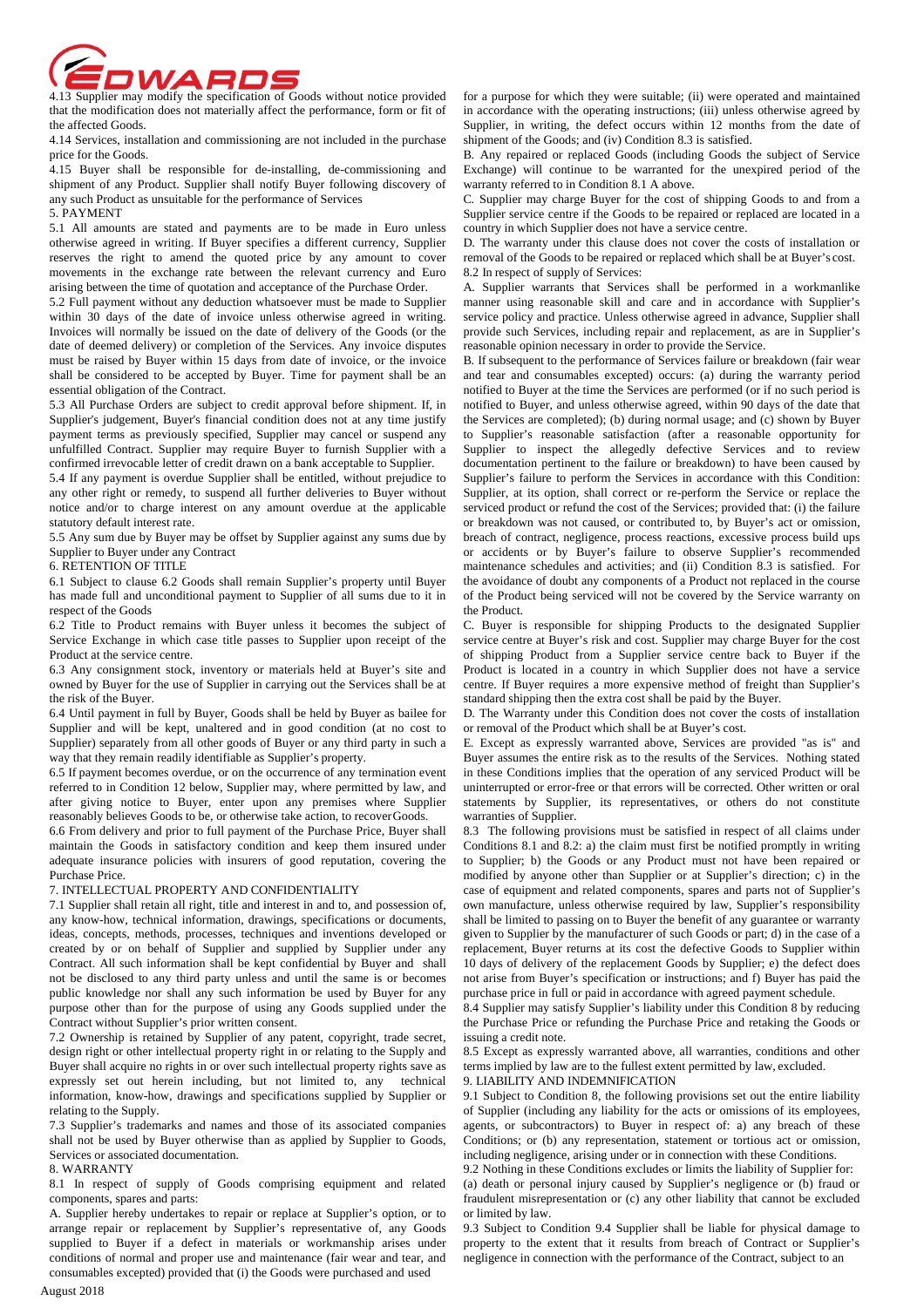4.13 Supplier may modify the specification of Goods without notice provided that the modification does not materially affect the performance, form or fit of the affected Goods.

4.14 Services, installation and commissioning are not included in the purchase price for the Goods.

4.15 Buyer shall be responsible for de-installing, de-commissioning and shipment of any Product. Supplier shall notify Buyer following discovery of any such Product as unsuitable for the performance of Services

5. PAYMENT

5.1 All amounts are stated and payments are to be made in Euro unless otherwise agreed in writing. If Buyer specifies a different currency, Supplier reserves the right to amend the quoted price by any amount to cover movements in the exchange rate between the relevant currency and Euro arising between the time of quotation and acceptance of the Purchase Order.

5.2 Full payment without any deduction whatsoever must be made to Supplier within 30 days of the date of invoice unless otherwise agreed in writing. Invoices will normally be issued on the date of delivery of the Goods (or the date of deemed delivery) or completion of the Services. Any invoice disputes must be raised by Buyer within 15 days from date of invoice, or the invoice shall be considered to be accepted by Buyer. Time for payment shall be an essential obligation of the Contract.

5.3 All Purchase Orders are subject to credit approval before shipment. If, in Supplier's judgement, Buyer's financial condition does not at any time justify payment terms as previously specified, Supplier may cancel or suspend any unfulfilled Contract. Supplier may require Buyer to furnish Supplier with a confirmed irrevocable letter of credit drawn on a bank acceptable to Supplier.

5.4 If any payment is overdue Supplier shall be entitled, without prejudice to any other right or remedy, to suspend all further deliveries to Buyer without notice and/or to charge interest on any amount overdue at the applicable statutory default interest rate.

5.5 Any sum due by Buyer may be offset by Supplier against any sums due by Supplier to Buyer under any Contract

6. RETENTION OF TITLE

6.1 Subject to clause 6.2 Goods shall remain Supplier's property until Buyer has made full and unconditional payment to Supplier of all sums due to it in respect of the Goods

6.2 Title to Product remains with Buyer unless it becomes the subject of Service Exchange in which case title passes to Supplier upon receipt of the Product at the service centre.

6.3 Any consignment stock, inventory or materials held at Buyer's site and owned by Buyer for the use of Supplier in carrying out the Services shall be at the risk of the Buyer.

6.4 Until payment in full by Buyer, Goods shall be held by Buyer as bailee for Supplier and will be kept, unaltered and in good condition (at no cost to Supplier) separately from all other goods of Buyer or any third party in such a way that they remain readily identifiable as Supplier's property.

6.5 If payment becomes overdue, or on the occurrence of any termination event referred to in Condition 12 below, Supplier may, where permitted by law, and after giving notice to Buyer, enter upon any premises where Supplier reasonably believes Goods to be, or otherwise take action, to recover Goods.

6.6 From delivery and prior to full payment of the Purchase Price, Buyer shall maintain the Goods in satisfactory condition and keep them insured under adequate insurance policies with insurers of good reputation, covering the Purchase Price.

7. INTELLECTUAL PROPERTY AND CONFIDENTIALITY

7.1 Supplier shall retain all right, title and interest in and to, and possession of, any know-how, technical information, drawings, specifications or documents, ideas, concepts, methods, processes, techniques and inventions developed or created by or on behalf of Supplier and supplied by Supplier under any Contract. All such information shall be kept confidential by Buyer and shall not be disclosed to any third party unless and until the same is or becomes public knowledge nor shall any such information be used by Buyer for any purpose other than for the purpose of using any Goods supplied under the Contract without Supplier's prior written consent.

7.2 Ownership is retained by Supplier of any patent, copyright, trade secret, design right or other intellectual property right in or relating to the Supply and Buyer shall acquire no rights in or over such intellectual property rights save as expressly set out herein including, but not limited to, any technical information, know-how, drawings and specifications supplied by Supplier or relating to the Supply.

7.3 Supplier's trademarks and names and those of its associated companies shall not be used by Buyer otherwise than as applied by Supplier to Goods, Services or associated documentation.

8. WARRANTY

8.1 In respect of supply of Goods comprising equipment and related components, spares and parts:

A. Supplier hereby undertakes to repair or replace at Supplier's option, or to arrange repair or replacement by Supplier's representative of, any Goods supplied to Buyer if a defect in materials or workmanship arises under conditions of normal and proper use and maintenance (fair wear and tear, and consumables excepted) provided that (i) the Goods were purchased and used for a purpose for which they were suitable; (ii) were operated and maintained in accordance with the operating instructions; (iii) unless otherwise agreed by Supplier, in writing, the defect occurs within 12 months from the date of shipment of the Goods; and (iv) Condition 8.3 is satisfied.

B. Any repaired or replaced Goods (including Goods the subject of Service Exchange) will continue to be warranted for the unexpired period of the warranty referred to in Condition 8.1 A above.

C. Supplier may charge Buyer for the cost of shipping Goods to and from a Supplier service centre if the Goods to be repaired or replaced are located in a country in which Supplier does not have a service centre.

D. The warranty under this clause does not cover the costs of installation or removal of the Goods to be repaired or replaced which shall be at Buyer's cost.

8.2 In respect of supply of Services:

A. Supplier warrants that Services shall be performed in a workmanlike manner using reasonable skill and care and in accordance with Supplier's service policy and practice. Unless otherwise agreed in advance, Supplier shall provide such Services, including repair and replacement, as are in Supplier's reasonable opinion necessary in order to provide the Service.

B. If subsequent to the performance of Services failure or breakdown (fair wear and tear and consumables excepted) occurs: (a) during the warranty period notified to Buyer at the time the Services are performed (or if no such period is notified to Buyer, and unless otherwise agreed, within 90 days of the date that the Services are completed); (b) during normal usage; and (c) shown by Buyer to Supplier's reasonable satisfaction (after a reasonable opportunity for Supplier to inspect the allegedly defective Services and to review documentation pertinent to the failure or breakdown) to have been caused by Supplier's failure to perform the Services in accordance with this Condition: Supplier, at its option, shall correct or re-perform the Service or replace the serviced product or refund the cost of the Services; provided that: (i) the failure or breakdown was not caused, or contributed to, by Buyer's act or omission, breach of contract, negligence, process reactions, excessive process build ups or accidents or by Buyer's failure to observe Supplier's recommended maintenance schedules and activities; and (ii) Condition 8.3 is satisfied. For the avoidance of doubt any components of a Product not replaced in the course of the Product being serviced will not be covered by the Service warranty on the Product.

C. Buyer is responsible for shipping Products to the designated Supplier service centre at Buyer's risk and cost. Supplier may charge Buyer for the cost of shipping Product from a Supplier service centre back to Buyer if the Product is located in a country in which Supplier does not have a service centre. If Buyer requires a more expensive method of freight than Supplier's standard shipping then the extra cost shall be paid by the Buyer.

D. The Warranty under this Condition does not cover the costs of installation or removal of the Product which shall be at Buyer's cost.

E. Except as expressly warranted above, Services are provided "as is" and Buyer assumes the entire risk as to the results of the Services. Nothing stated in these Conditions implies that the operation of any serviced Product will be uninterrupted or error-free or that errors will be corrected. Other written or oral statements by Supplier, its representatives, or others do not constitute warranties of Supplier.

8.3 The following provisions must be satisfied in respect of all claims under Conditions 8.1 and 8.2: a) the claim must first be notified promptly in writing to Supplier; b) the Goods or any Product must not have been repaired or modified by anyone other than Supplier or at Supplier's direction; c) in the case of equipment and related components, spares and parts not of Supplier's own manufacture, unless otherwise required by law, Supplier's responsibility shall be limited to passing on to Buyer the benefit of any guarantee or warranty given to Supplier by the manufacturer of such Goods or part; d) in the case of a replacement, Buyer returns at its cost the defective Goods to Supplier within 10 days of delivery of the replacement Goods by Supplier; e) the defect does not arise from Buyer's specification or instructions; and f) Buyer has paid the purchase price in full or paid in accordance with agreed payment schedule.

8.4 Supplier may satisfy Supplier's liability under this Condition 8 by reducing the Purchase Price or refunding the Purchase Price and retaking the Goods or issuing a credit note.

8.5 Except as expressly warranted above, all warranties, conditions and other terms implied by law are to the fullest extent permitted by law, excluded.

9. LIABILITY AND INDEMNIFICATION

9.1 Subject to Condition 8, the following provisions set out the entire liability of Supplier (including any liability for the acts or omissions of its employees, agents, or subcontractors) to Buyer in respect of: a) any breach of these Conditions; or (b) any representation, statement or tortious act or omission, including negligence, arising under or in connection with these Conditions.

9.2 Nothing in these Conditions excludes or limits the liability of Supplier for: (a) death or personal injury caused by Supplier's negligence or (b) fraud or fraudulent misrepresentation or (c) any other liability that cannot be excluded or limited by law.

9.3 Subject to Condition 9.4 Supplier shall be liable for physical damage to property to the extent that it results from breach of Contract or Supplier's negligence in connection with the performance of the Contract, subject to an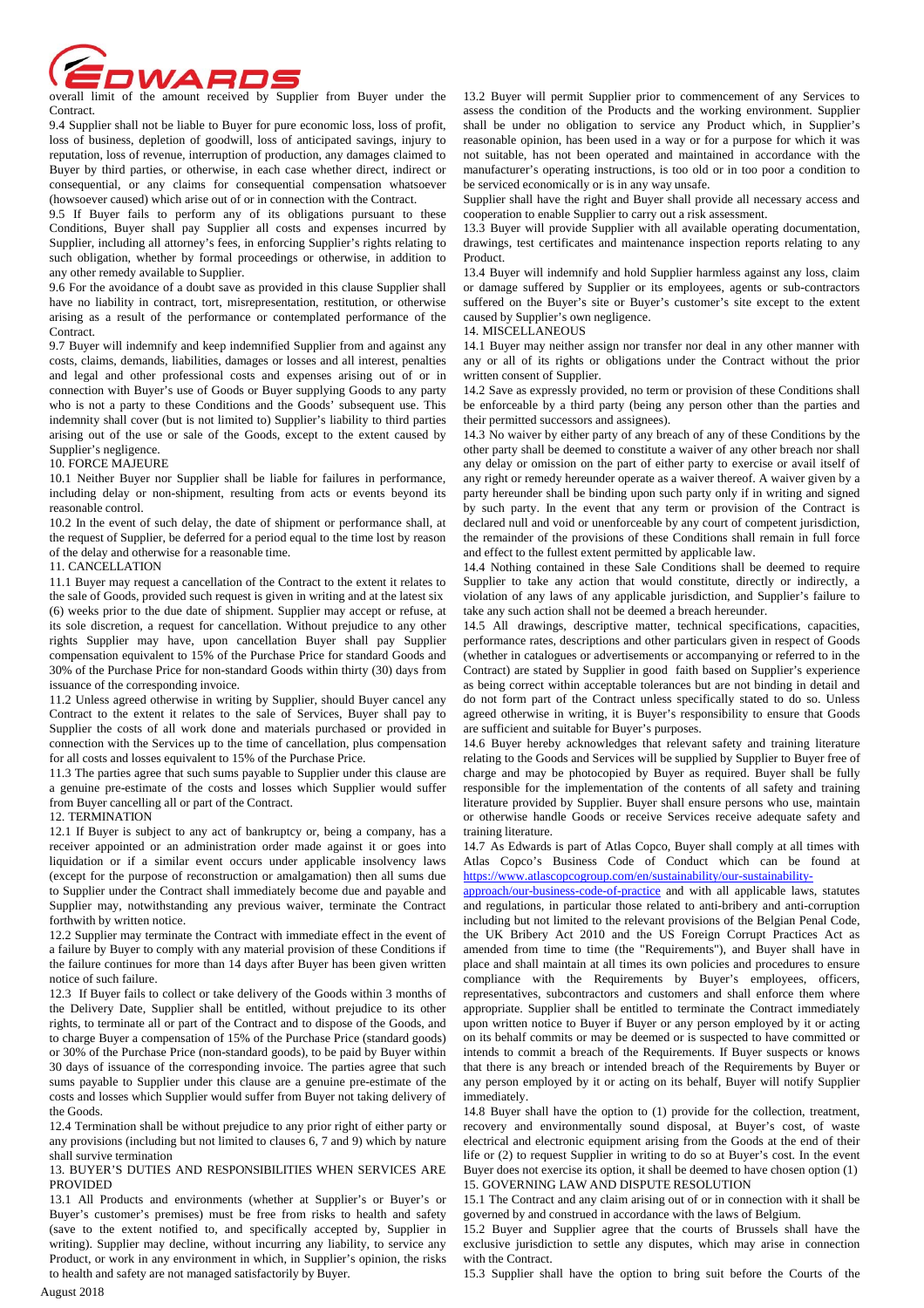overall limit of the amount received by Supplier from Buyer under the Contract.

9.4 Supplier shall not be liable to Buyer for pure economic loss, loss of profit, loss of business, depletion of goodwill, loss of anticipated savings, injury to reputation, loss of revenue, interruption of production, any damages claimed to Buyer by third parties, or otherwise, in each case whether direct, indirect or consequential, or any claims for consequential compensation whatsoever (howsoever caused) which arise out of or in connection with the Contract.

9.5 If Buyer fails to perform any of its obligations pursuant to these Conditions, Buyer shall pay Supplier all costs and expenses incurred by Supplier, including all attorney's fees, in enforcing Supplier's rights relating to such obligation, whether by formal proceedings or otherwise, in addition to any other remedy available to Supplier.

9.6 For the avoidance of a doubt save as provided in this clause Supplier shall have no liability in contract, tort, misrepresentation, restitution, or otherwise arising as a result of the performance or contemplated performance of the Contract.

9.7 Buyer will indemnify and keep indemnified Supplier from and against any costs, claims, demands, liabilities, damages or losses and all interest, penalties and legal and other professional costs and expenses arising out of or in connection with Buyer's use of Goods or Buyer supplying Goods to any party who is not a party to these Conditions and the Goods' subsequent use. This indemnity shall cover (but is not limited to) Supplier's liability to third parties arising out of the use or sale of the Goods, except to the extent caused by Supplier's negligence.

10. FORCE MAJEURE

10.1 Neither Buyer nor Supplier shall be liable for failures in performance, including delay or non-shipment, resulting from acts or events beyond its reasonable control.

10.2 In the event of such delay, the date of shipment or performance shall, at the request of Supplier, be deferred for a period equal to the time lost by reason of the delay and otherwise for a reasonable time.

11. CANCELLATION

11.1 Buyer may request a cancellation of the Contract to the extent it relates to the sale of Goods, provided such request is given in writing and at the latest six (6) weeks prior to the due date of shipment. Supplier may accept or refuse, at its sole discretion, a request for cancellation. Without prejudice to any other rights Supplier may have, upon cancellation Buyer shall pay Supplier compensation equivalent to 15% of the Purchase Price for standard Goods and 30% of the Purchase Price for non-standard Goods within thirty (30) days from issuance of the corresponding invoice.

11.2 Unless agreed otherwise in writing by Supplier, should Buyer cancel any Contract to the extent it relates to the sale of Services, Buyer shall pay to Supplier the costs of all work done and materials purchased or provided in connection with the Services up to the time of cancellation, plus compensation for all costs and losses equivalent to 15% of the Purchase Price.

11.3 The parties agree that such sums payable to Supplier under this clause are a genuine pre-estimate of the costs and losses which Supplier would suffer from Buyer cancelling all or part of the Contract.

12. TERMINATION

12.1 If Buyer is subject to any act of bankruptcy or, being a company, has a receiver appointed or an administration order made against it or goes into liquidation or if a similar event occurs under applicable insolvency laws (except for the purpose of reconstruction or amalgamation) then all sums due to Supplier under the Contract shall immediately become due and payable and Supplier may, notwithstanding any previous waiver, terminate the Contract forthwith by written notice.

12.2 Supplier may terminate the Contract with immediate effect in the event of a failure by Buyer to comply with any material provision of these Conditions if the failure continues for more than 14 days after Buyer has been given written notice of such failure.

12.3 If Buyer fails to collect or take delivery of the Goods within 3 months of the Delivery Date, Supplier shall be entitled, without prejudice to its other rights, to terminate all or part of the Contract and to dispose of the Goods, and to charge Buyer a compensation of 15% of the Purchase Price (standard goods) or 30% of the Purchase Price (non-standard goods), to be paid by Buyer within 30 days of issuance of the corresponding invoice. The parties agree that such sums payable to Supplier under this clause are a genuine pre-estimate of the costs and losses which Supplier would suffer from Buyer not taking delivery of the Goods.

12.4 Termination shall be without prejudice to any prior right of either party or any provisions (including but not limited to clauses 6, 7 and 9) which by nature shall survive termination

13. BUYER'S DUTIES AND RESPONSIBILITIES WHEN SERVICES ARE PROVIDED

13.1 All Products and environments (whether at Supplier's or Buyer's or Buyer's customer's premises) must be free from risks to health and safety (save to the extent notified to, and specifically accepted by, Supplier in writing). Supplier may decline, without incurring any liability, to service any Product, or work in any environment in which, in Supplier's opinion, the risks to health and safety are not managed satisfactorily by Buyer.

13.2 Buyer will permit Supplier prior to commencement of any Services to assess the condition of the Products and the working environment. Supplier shall be under no obligation to service any Product which, in Supplier's reasonable opinion, has been used in a way or for a purpose for which it was not suitable, has not been operated and maintained in accordance with the manufacturer's operating instructions, is too old or in too poor a condition to be serviced economically or is in any way unsafe.

Supplier shall have the right and Buyer shall provide all necessary access and cooperation to enable Supplier to carry out a risk assessment.

13.3 Buyer will provide Supplier with all available operating documentation, drawings, test certificates and maintenance inspection reports relating to any Product.

13.4 Buyer will indemnify and hold Supplier harmless against any loss, claim or damage suffered by Supplier or its employees, agents or sub-contractors suffered on the Buyer's site or Buyer's customer's site except to the extent caused by Supplier's own negligence.

14. MISCELLANEOUS

14.1 Buyer may neither assign nor transfer nor deal in any other manner with any or all of its rights or obligations under the Contract without the prior written consent of Supplier.

14.2 Save as expressly provided, no term or provision of these Conditions shall be enforceable by a third party (being any person other than the parties and their permitted successors and assignees).

14.3 No waiver by either party of any breach of any of these Conditions by the other party shall be deemed to constitute a waiver of any other breach nor shall any delay or omission on the part of either party to exercise or avail itself of any right or remedy hereunder operate as a waiver thereof. A waiver given by a party hereunder shall be binding upon such party only if in writing and signed by such party. In the event that any term or provision of the Contract is declared null and void or unenforceable by any court of competent jurisdiction, the remainder of the provisions of these Conditions shall remain in full force and effect to the fullest extent permitted by applicable law.

14.4 Nothing contained in these Sale Conditions shall be deemed to require Supplier to take any action that would constitute, directly or indirectly, a violation of any laws of any applicable jurisdiction, and Supplier's failure to take any such action shall not be deemed a breach hereunder.

14.5 All drawings, descriptive matter, technical specifications, capacities, performance rates, descriptions and other particulars given in respect of Goods (whether in catalogues or advertisements or accompanying or referred to in the Contract) are stated by Supplier in good faith based on Supplier's experience as being correct within acceptable tolerances but are not binding in detail and do not form part of the Contract unless specifically stated to do so. Unless agreed otherwise in writing, it is Buyer's responsibility to ensure that Goods are sufficient and suitable for Buyer's purposes.

14.6 Buyer hereby acknowledges that relevant safety and training literature relating to the Goods and Services will be supplied by Supplier to Buyer free of charge and may be photocopied by Buyer as required. Buyer shall be fully responsible for the implementation of the contents of all safety and training literature provided by Supplier. Buyer shall ensure persons who use, maintain or otherwise handle Goods or receive Services receive adequate safety and training literature.

14.7 As Edwards is part of Atlas Copco, Buyer shall comply at all times with Atlas Copco's Business Code of Conduct which can be found at https://www.atlascopcogroup.com/en/sustainability/our-sustainability-approach/our-business-code-of-practice and with all applicable laws, statutes and regulations, in particular those related to anti-bribery and anti-corruption including but not limited to the relevant provisions of the Belgian Penal Code, the UK Bribery Act 2010 and the US Foreign Corrupt Practices Act as amended from time to time (the "Requirements"), and Buyer shall have in place and shall maintain at all times its own policies and procedures to ensure compliance with the Requirements by Buyer's employees, officers, representatives, subcontractors and customers and shall enforce them where appropriate. Supplier shall be entitled to terminate the Contract immediately upon written notice to Buyer if Buyer or any person employed by it or acting on its behalf commits or may be deemed or is suspected to have committed or intends to commit a breach of the Requirements. If Buyer suspects or knows that there is any breach or intended breach of the Requirements by Buyer or any person employed by it or acting on its behalf, Buyer will notify Supplier immediately.

14.8 Buyer shall have the option to (1) provide for the collection, treatment, recovery and environmentally sound disposal, at Buyer's cost, of waste electrical and electronic equipment arising from the Goods at the end of their life or (2) to request Supplier in writing to do so at Buyer's cost. In the event Buyer does not exercise its option, it shall be deemed to have chosen option (1)

15. GOVERNING LAW AND DISPUTE RESOLUTION

15.1 The Contract and any claim arising out of or in connection with it shall be governed by and construed in accordance with the laws of Belgium.

15.2 Buyer and Supplier agree that the courts of Brussels shall have the exclusive jurisdiction to settle any disputes, which may arise in connection with the Contract.

15.3 Supplier shall have the option to bring suit before the Courts of the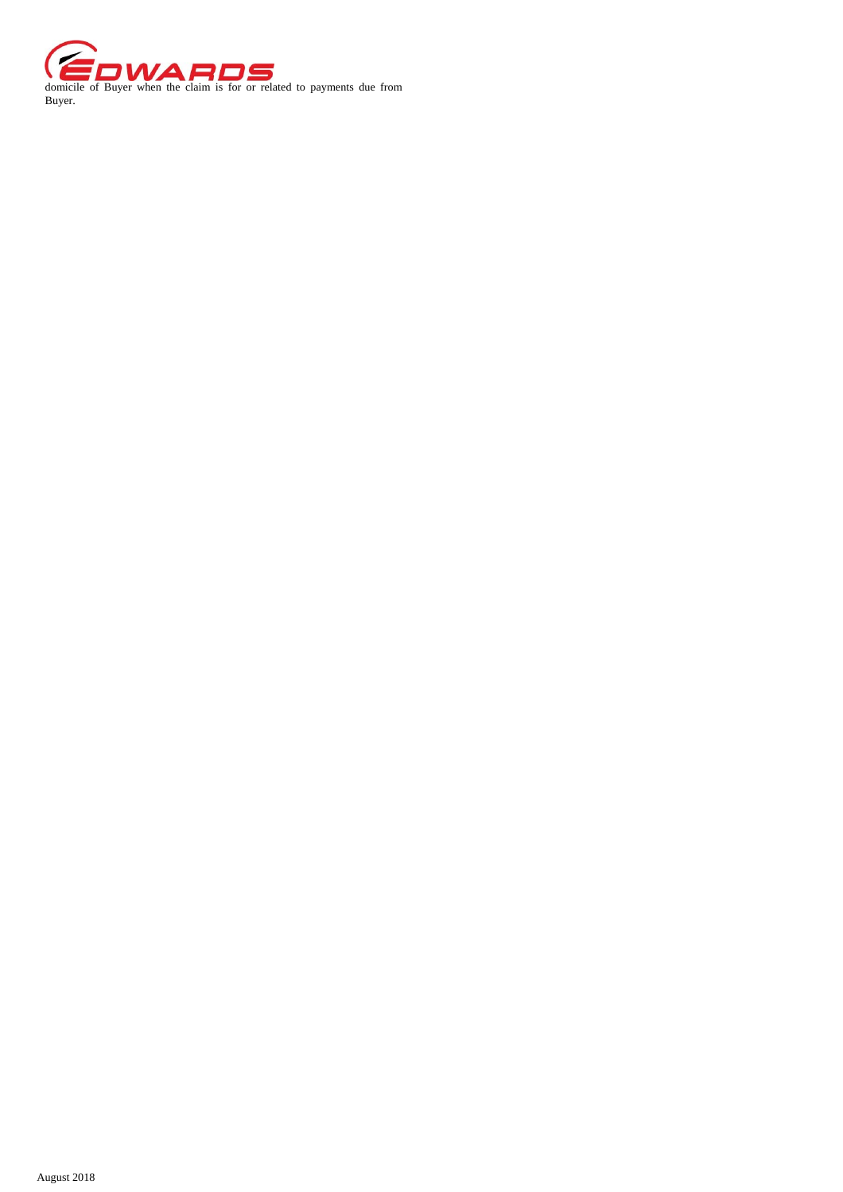domicile of Buyer when the claim is for or related to payments due from Buyer.